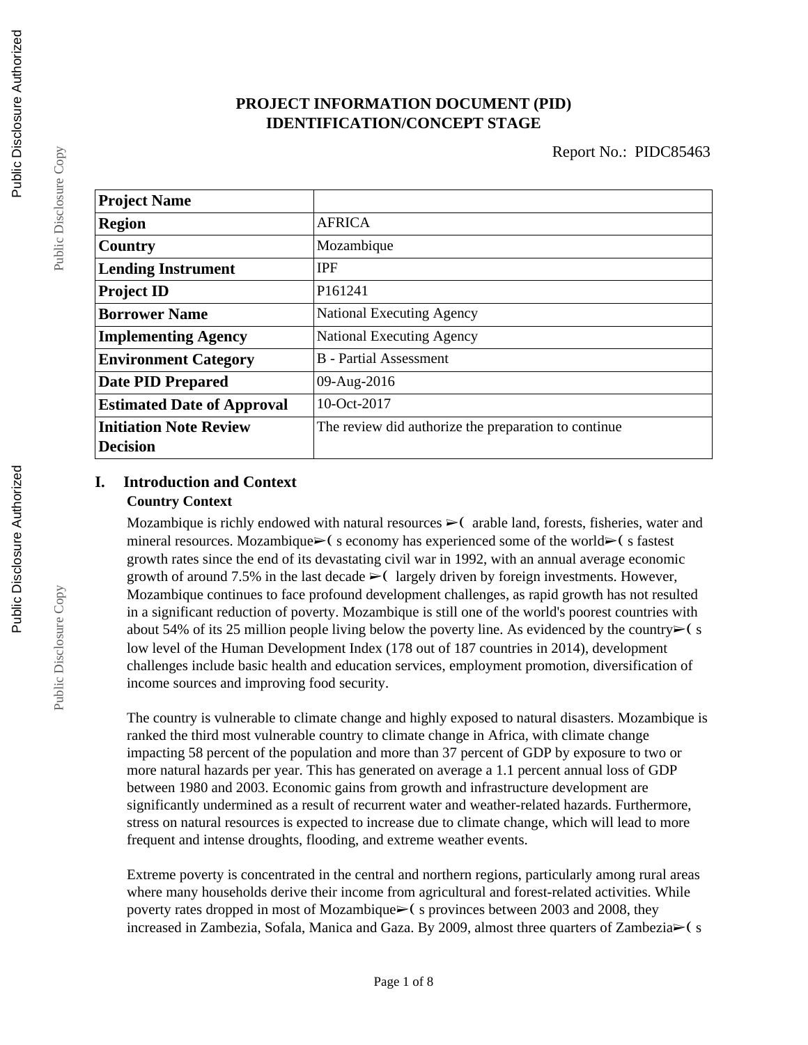# PROJECT INFORMATION DOCUMENT (PID)
## IDENTIFICATION/CONCEPT STAGE

Report No.: PIDC85463

| **Project Name** | |
|---|---|
| **Region** | AFRICA |
| **Country** | Mozambique |
| **Lending Instrument** | IPF |
| **Project ID** | P161241 |
| **Borrower Name** | National Executing Agency |
| **Implementing Agency** | National Executing Agency |
| **Environment Category** | B - Partial Assessment |
| **Date PID Prepared** | 09-Aug-2016 |
| **Estimated Date of Approval** | 10-Oct-2017 |
| **Initiation Note Review Decision** | The review did authorize the preparation to continue |

## I. Introduction and Context

### Country Context

Mozambique is richly endowed with natural resources ➢( arable land, forests, fisheries, water and mineral resources. Mozambique➢( s economy has experienced some of the world➢( s fastest growth rates since the end of its devastating civil war in 1992, with an annual average economic growth of around 7.5% in the last decade ➢( largely driven by foreign investments. However, Mozambique continues to face profound development challenges, as rapid growth has not resulted in a significant reduction of poverty. Mozambique is still one of the world's poorest countries with about 54% of its 25 million people living below the poverty line. As evidenced by the country➢( s low level of the Human Development Index (178 out of 187 countries in 2014), development challenges include basic health and education services, employment promotion, diversification of income sources and improving food security.

The country is vulnerable to climate change and highly exposed to natural disasters. Mozambique is ranked the third most vulnerable country to climate change in Africa, with climate change impacting 58 percent of the population and more than 37 percent of GDP by exposure to two or more natural hazards per year. This has generated on average a 1.1 percent annual loss of GDP between 1980 and 2003. Economic gains from growth and infrastructure development are significantly undermined as a result of recurrent water and weather-related hazards. Furthermore, stress on natural resources is expected to increase due to climate change, which will lead to more frequent and intense droughts, flooding, and extreme weather events.

Extreme poverty is concentrated in the central and northern regions, particularly among rural areas where many households derive their income from agricultural and forest-related activities. While poverty rates dropped in most of Mozambique➢( s provinces between 2003 and 2008, they increased in Zambezia, Sofala, Manica and Gaza. By 2009, almost three quarters of Zambezia➢( s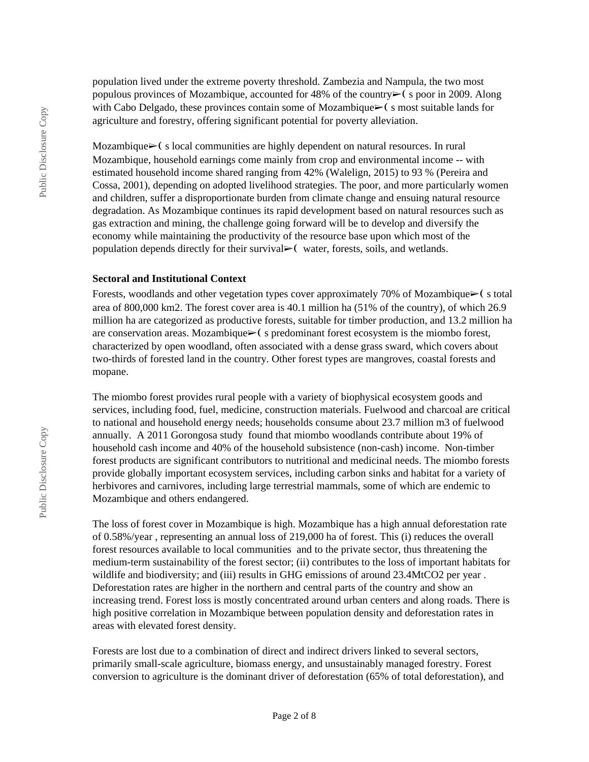population lived under the extreme poverty threshold. Zambezia and Nampula, the two most populous provinces of Mozambique, accounted for 48% of the country➢( s poor in 2009. Along with Cabo Delgado, these provinces contain some of Mozambique➢( s most suitable lands for agriculture and forestry, offering significant potential for poverty alleviation.

Mozambique➢( s local communities are highly dependent on natural resources. In rural Mozambique, household earnings come mainly from crop and environmental income -- with estimated household income shared ranging from 42% (Walelign, 2015) to 93 % (Pereira and Cossa, 2001), depending on adopted livelihood strategies. The poor, and more particularly women and children, suffer a disproportionate burden from climate change and ensuing natural resource degradation. As Mozambique continues its rapid development based on natural resources such as gas extraction and mining, the challenge going forward will be to develop and diversify the economy while maintaining the productivity of the resource base upon which most of the population depends directly for their survival➢(  water, forests, soils, and wetlands.

**Sectoral and Institutional Context**

Forests, woodlands and other vegetation types cover approximately 70% of Mozambique➢( s total area of 800,000 km2. The forest cover area is 40.1 million ha (51% of the country), of which 26.9 million ha are categorized as productive forests, suitable for timber production, and 13.2 million ha are conservation areas. Mozambique➢( s predominant forest ecosystem is the miombo forest, characterized by open woodland, often associated with a dense grass sward, which covers about two-thirds of forested land in the country. Other forest types are mangroves, coastal forests and mopane.

The miombo forest provides rural people with a variety of biophysical ecosystem goods and services, including food, fuel, medicine, construction materials. Fuelwood and charcoal are critical to national and household energy needs; households consume about 23.7 million m3 of fuelwood annually.  A 2011 Gorongosa study  found that miombo woodlands contribute about 19% of household cash income and 40% of the household subsistence (non-cash) income.  Non-timber forest products are significant contributors to nutritional and medicinal needs. The miombo forests provide globally important ecosystem services, including carbon sinks and habitat for a variety of herbivores and carnivores, including large terrestrial mammals, some of which are endemic to Mozambique and others endangered.

The loss of forest cover in Mozambique is high. Mozambique has a high annual deforestation rate of 0.58%/year , representing an annual loss of 219,000 ha of forest. This (i) reduces the overall forest resources available to local communities  and to the private sector, thus threatening the medium-term sustainability of the forest sector; (ii) contributes to the loss of important habitats for wildlife and biodiversity; and (iii) results in GHG emissions of around 23.4MtCO2 per year . Deforestation rates are higher in the northern and central parts of the country and show an increasing trend. Forest loss is mostly concentrated around urban centers and along roads. There is high positive correlation in Mozambique between population density and deforestation rates in areas with elevated forest density.

Forests are lost due to a combination of direct and indirect drivers linked to several sectors, primarily small-scale agriculture, biomass energy, and unsustainably managed forestry. Forest conversion to agriculture is the dominant driver of deforestation (65% of total deforestation), and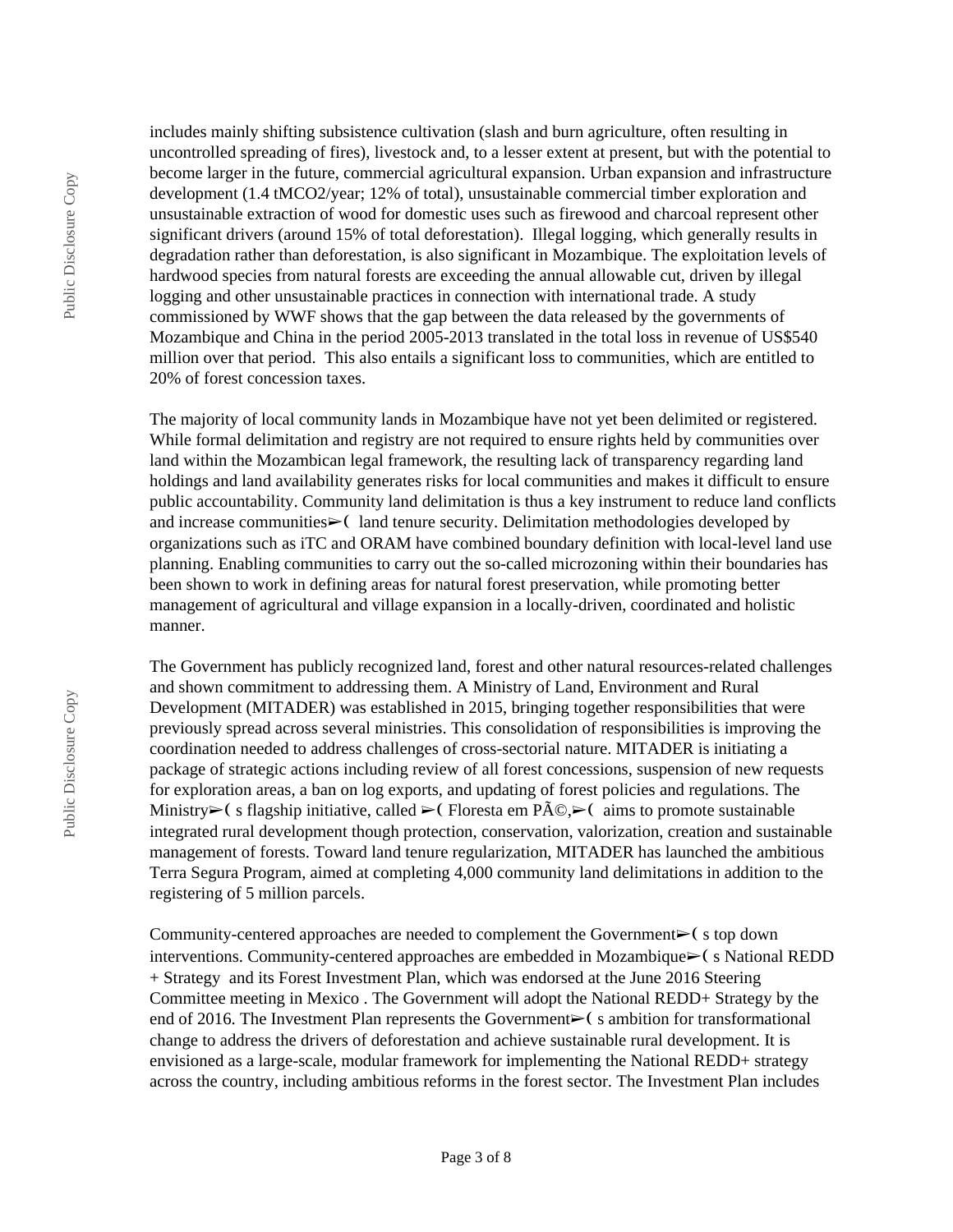includes mainly shifting subsistence cultivation (slash and burn agriculture, often resulting in uncontrolled spreading of fires), livestock and, to a lesser extent at present, but with the potential to become larger in the future, commercial agricultural expansion. Urban expansion and infrastructure development (1.4 tMCO2/year; 12% of total), unsustainable commercial timber exploration and unsustainable extraction of wood for domestic uses such as firewood and charcoal represent other significant drivers (around 15% of total deforestation). Illegal logging, which generally results in degradation rather than deforestation, is also significant in Mozambique. The exploitation levels of hardwood species from natural forests are exceeding the annual allowable cut, driven by illegal logging and other unsustainable practices in connection with international trade. A study commissioned by WWF shows that the gap between the data released by the governments of Mozambique and China in the period 2005-2013 translated in the total loss in revenue of US$540 million over that period. This also entails a significant loss to communities, which are entitled to 20% of forest concession taxes.

The majority of local community lands in Mozambique have not yet been delimited or registered. While formal delimitation and registry are not required to ensure rights held by communities over land within the Mozambican legal framework, the resulting lack of transparency regarding land holdings and land availability generates risks for local communities and makes it difficult to ensure public accountability. Community land delimitation is thus a key instrument to reduce land conflicts and increase communities➢( land tenure security. Delimitation methodologies developed by organizations such as iTC and ORAM have combined boundary definition with local-level land use planning. Enabling communities to carry out the so-called microzoning within their boundaries has been shown to work in defining areas for natural forest preservation, while promoting better management of agricultural and village expansion in a locally-driven, coordinated and holistic manner.

The Government has publicly recognized land, forest and other natural resources-related challenges and shown commitment to addressing them. A Ministry of Land, Environment and Rural Development (MITADER) was established in 2015, bringing together responsibilities that were previously spread across several ministries. This consolidation of responsibilities is improving the coordination needed to address challenges of cross-sectorial nature. MITADER is initiating a package of strategic actions including review of all forest concessions, suspension of new requests for exploration areas, a ban on log exports, and updating of forest policies and regulations. The Ministry➢( s flagship initiative, called ➢( Floresta em PÃ©,➢( aims to promote sustainable integrated rural development though protection, conservation, valorization, creation and sustainable management of forests. Toward land tenure regularization, MITADER has launched the ambitious Terra Segura Program, aimed at completing 4,000 community land delimitations in addition to the registering of 5 million parcels.

Community-centered approaches are needed to complement the Government➢( s top down interventions. Community-centered approaches are embedded in Mozambique➢( s National REDD + Strategy and its Forest Investment Plan, which was endorsed at the June 2016 Steering Committee meeting in Mexico . The Government will adopt the National REDD+ Strategy by the end of 2016. The Investment Plan represents the Government➢( s ambition for transformational change to address the drivers of deforestation and achieve sustainable rural development. It is envisioned as a large-scale, modular framework for implementing the National REDD+ strategy across the country, including ambitious reforms in the forest sector. The Investment Plan includes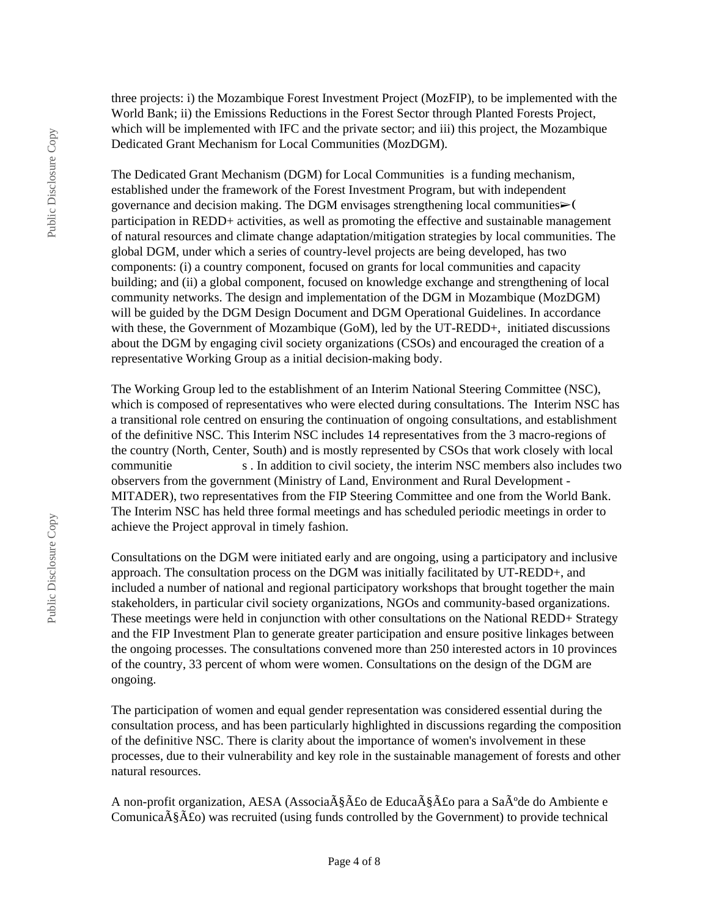three projects: i) the Mozambique Forest Investment Project (MozFIP), to be implemented with the World Bank; ii) the Emissions Reductions in the Forest Sector through Planted Forests Project, which will be implemented with IFC and the private sector; and iii) this project, the Mozambique Dedicated Grant Mechanism for Local Communities (MozDGM).

The Dedicated Grant Mechanism (DGM) for Local Communities is a funding mechanism, established under the framework of the Forest Investment Program, but with independent governance and decision making. The DGM envisages strengthening local communities➢( participation in REDD+ activities, as well as promoting the effective and sustainable management of natural resources and climate change adaptation/mitigation strategies by local communities. The global DGM, under which a series of country-level projects are being developed, has two components: (i) a country component, focused on grants for local communities and capacity building; and (ii) a global component, focused on knowledge exchange and strengthening of local community networks. The design and implementation of the DGM in Mozambique (MozDGM) will be guided by the DGM Design Document and DGM Operational Guidelines. In accordance with these, the Government of Mozambique (GoM), led by the UT-REDD+, initiated discussions about the DGM by engaging civil society organizations (CSOs) and encouraged the creation of a representative Working Group as a initial decision-making body.

The Working Group led to the establishment of an Interim National Steering Committee (NSC), which is composed of representatives who were elected during consultations. The Interim NSC has a transitional role centred on ensuring the continuation of ongoing consultations, and establishment of the definitive NSC. This Interim NSC includes 14 representatives from the 3 macro-regions of the country (North, Center, South) and is mostly represented by CSOs that work closely with local communitie s . In addition to civil society, the interim NSC members also includes two observers from the government (Ministry of Land, Environment and Rural Development - MITADER), two representatives from the FIP Steering Committee and one from the World Bank. The Interim NSC has held three formal meetings and has scheduled periodic meetings in order to achieve the Project approval in timely fashion.

Consultations on the DGM were initiated early and are ongoing, using a participatory and inclusive approach. The consultation process on the DGM was initially facilitated by UT-REDD+, and included a number of national and regional participatory workshops that brought together the main stakeholders, in particular civil society organizations, NGOs and community-based organizations. These meetings were held in conjunction with other consultations on the National REDD+ Strategy and the FIP Investment Plan to generate greater participation and ensure positive linkages between the ongoing processes. The consultations convened more than 250 interested actors in 10 provinces of the country, 33 percent of whom were women. Consultations on the design of the DGM are ongoing.

The participation of women and equal gender representation was considered essential during the consultation process, and has been particularly highlighted in discussions regarding the composition of the definitive NSC. There is clarity about the importance of women's involvement in these processes, due to their vulnerability and key role in the sustainable management of forests and other natural resources.

A non-profit organization, AESA (AssociaÃ§Ã£o de EducaÃ§Ã£o para a SaÃºde do Ambiente e ComunicaÃ§Ã£o) was recruited (using funds controlled by the Government) to provide technical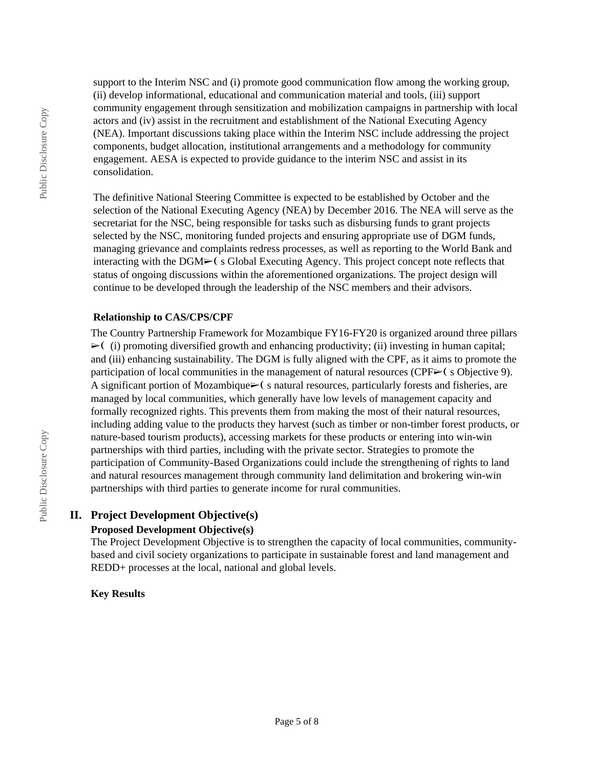support to the Interim NSC and (i) promote good communication flow among the working group, (ii) develop informational, educational and communication material and tools, (iii) support community engagement through sensitization and mobilization campaigns in partnership with local actors and (iv) assist in the recruitment and establishment of the National Executing Agency (NEA). Important discussions taking place within the Interim NSC include addressing the project components, budget allocation, institutional arrangements and a methodology for community engagement. AESA is expected to provide guidance to the interim NSC and assist in its consolidation.

The definitive National Steering Committee is expected to be established by October and the selection of the National Executing Agency (NEA) by December 2016. The NEA will serve as the secretariat for the NSC, being responsible for tasks such as disbursing funds to grant projects selected by the NSC, monitoring funded projects and ensuring appropriate use of DGM funds, managing grievance and complaints redress processes, as well as reporting to the World Bank and interacting with the DGM➢( s Global Executing Agency. This project concept note reflects that status of ongoing discussions within the aforementioned organizations. The project design will continue to be developed through the leadership of the NSC members and their advisors.

**Relationship to CAS/CPS/CPF**

The Country Partnership Framework for Mozambique FY16-FY20 is organized around three pillars ➢( (i) promoting diversified growth and enhancing productivity; (ii) investing in human capital; and (iii) enhancing sustainability. The DGM is fully aligned with the CPF, as it aims to promote the participation of local communities in the management of natural resources (CPF➢( s Objective 9). A significant portion of Mozambique➢( s natural resources, particularly forests and fisheries, are managed by local communities, which generally have low levels of management capacity and formally recognized rights. This prevents them from making the most of their natural resources, including adding value to the products they harvest (such as timber or non-timber forest products, or nature-based tourism products), accessing markets for these products or entering into win-win partnerships with third parties, including with the private sector. Strategies to promote the participation of Community-Based Organizations could include the strengthening of rights to land and natural resources management through community land delimitation and brokering win-win partnerships with third parties to generate income for rural communities.

## II. Project Development Objective(s)

**Proposed Development Objective(s)**

The Project Development Objective is to strengthen the capacity of local communities, community-based and civil society organizations to participate in sustainable forest and land management and REDD+ processes at the local, national and global levels.

**Key Results**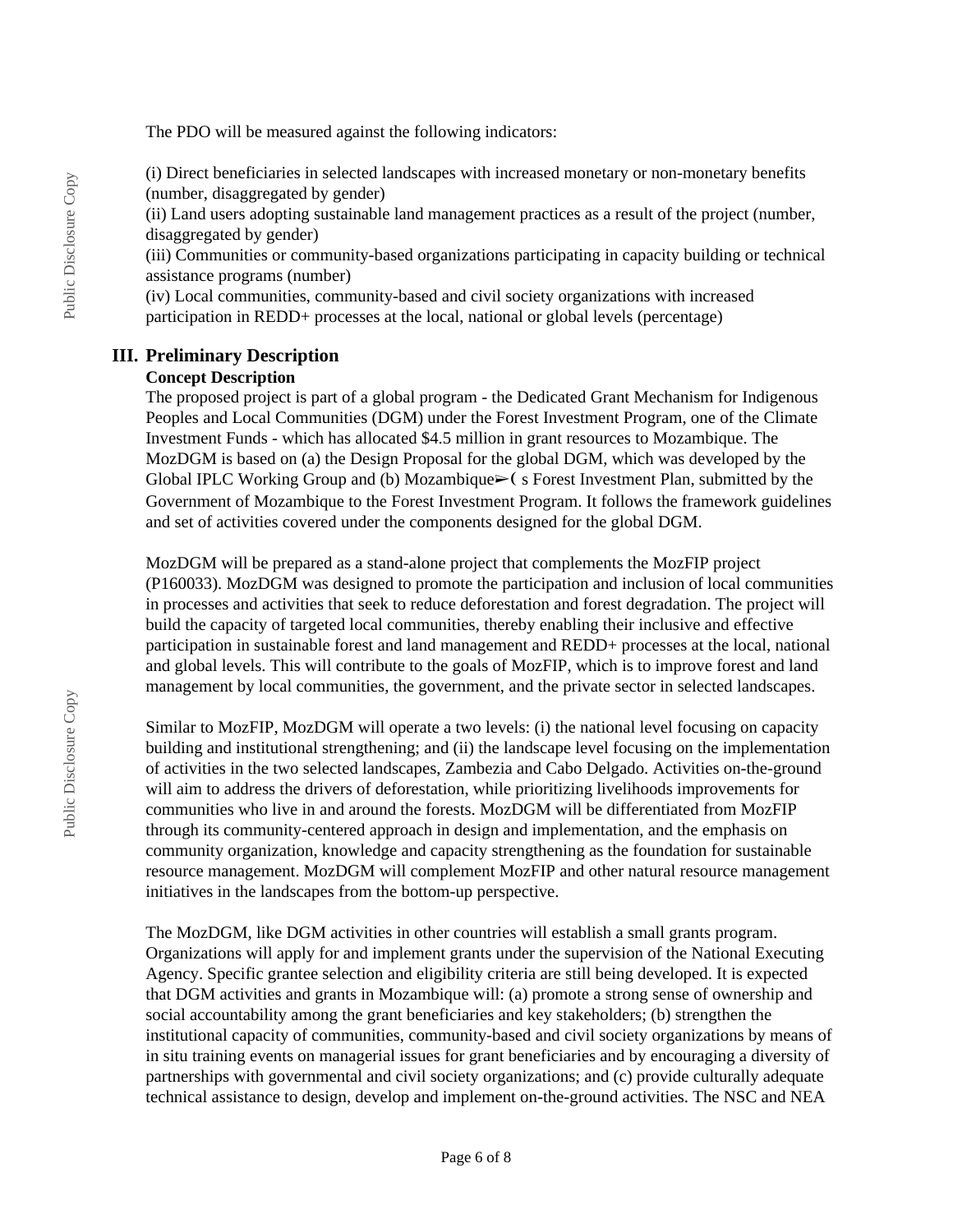The PDO will be measured against the following indicators:

(i) Direct beneficiaries in selected landscapes with increased monetary or non-monetary benefits (number, disaggregated by gender)
(ii) Land users adopting sustainable land management practices as a result of the project (number, disaggregated by gender)
(iii) Communities or community-based organizations participating in capacity building or technical assistance programs (number)
(iv) Local communities, community-based and civil society organizations with increased participation in REDD+ processes at the local, national or global levels (percentage)

## III. Preliminary Description

### Concept Description

The proposed project is part of a global program - the Dedicated Grant Mechanism for Indigenous Peoples and Local Communities (DGM) under the Forest Investment Program, one of the Climate Investment Funds - which has allocated $4.5 million in grant resources to Mozambique. The MozDGM is based on (a) the Design Proposal for the global DGM, which was developed by the Global IPLC Working Group and (b) Mozambique➢( s Forest Investment Plan, submitted by the Government of Mozambique to the Forest Investment Program. It follows the framework guidelines and set of activities covered under the components designed for the global DGM.

MozDGM will be prepared as a stand-alone project that complements the MozFIP project (P160033). MozDGM was designed to promote the participation and inclusion of local communities in processes and activities that seek to reduce deforestation and forest degradation. The project will build the capacity of targeted local communities, thereby enabling their inclusive and effective participation in sustainable forest and land management and REDD+ processes at the local, national and global levels. This will contribute to the goals of MozFIP, which is to improve forest and land management by local communities, the government, and the private sector in selected landscapes.

Similar to MozFIP, MozDGM will operate a two levels: (i) the national level focusing on capacity building and institutional strengthening; and (ii) the landscape level focusing on the implementation of activities in the two selected landscapes, Zambezia and Cabo Delgado. Activities on-the-ground will aim to address the drivers of deforestation, while prioritizing livelihoods improvements for communities who live in and around the forests. MozDGM will be differentiated from MozFIP through its community-centered approach in design and implementation, and the emphasis on community organization, knowledge and capacity strengthening as the foundation for sustainable resource management. MozDGM will complement MozFIP and other natural resource management initiatives in the landscapes from the bottom-up perspective.

The MozDGM, like DGM activities in other countries will establish a small grants program. Organizations will apply for and implement grants under the supervision of the National Executing Agency. Specific grantee selection and eligibility criteria are still being developed. It is expected that DGM activities and grants in Mozambique will: (a) promote a strong sense of ownership and social accountability among the grant beneficiaries and key stakeholders; (b) strengthen the institutional capacity of communities, community-based and civil society organizations by means of in situ training events on managerial issues for grant beneficiaries and by encouraging a diversity of partnerships with governmental and civil society organizations; and (c) provide culturally adequate technical assistance to design, develop and implement on-the-ground activities. The NSC and NEA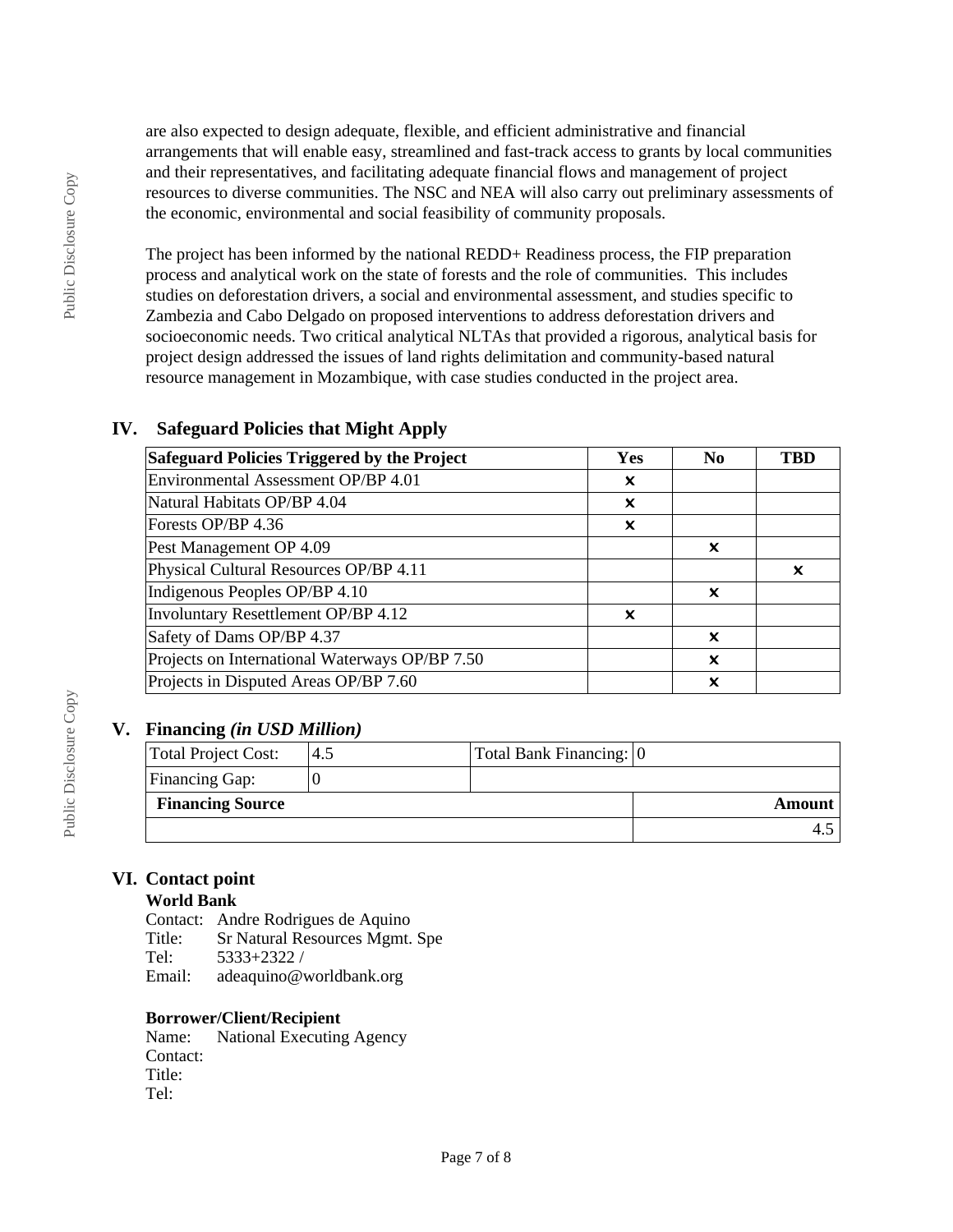are also expected to design adequate, flexible, and efficient administrative and financial arrangements that will enable easy, streamlined and fast-track access to grants by local communities and their representatives, and facilitating adequate financial flows and management of project resources to diverse communities. The NSC and NEA will also carry out preliminary assessments of the economic, environmental and social feasibility of community proposals.

The project has been informed by the national REDD+ Readiness process, the FIP preparation process and analytical work on the state of forests and the role of communities. This includes studies on deforestation drivers, a social and environmental assessment, and studies specific to Zambezia and Cabo Delgado on proposed interventions to address deforestation drivers and socioeconomic needs. Two critical analytical NLTAs that provided a rigorous, analytical basis for project design addressed the issues of land rights delimitation and community-based natural resource management in Mozambique, with case studies conducted in the project area.

## IV. Safeguard Policies that Might Apply

| Safeguard Policies Triggered by the Project | Yes | No | TBD |
|---|---|---|---|
| Environmental Assessment OP/BP 4.01 | ✕ | | |
| Natural Habitats OP/BP 4.04 | ✕ | | |
| Forests OP/BP 4.36 | ✕ | | |
| Pest Management OP 4.09 | | ✕ | |
| Physical Cultural Resources OP/BP 4.11 | | | ✕ |
| Indigenous Peoples OP/BP 4.10 | | ✕ | |
| Involuntary Resettlement OP/BP 4.12 | ✕ | | |
| Safety of Dams OP/BP 4.37 | | ✕ | |
| Projects on International Waterways OP/BP 7.50 | | ✕ | |
| Projects in Disputed Areas OP/BP 7.60 | | ✕ | |

## V. Financing *(in USD Million)*

| Total Project Cost: | 4.5 | Total Bank Financing: | 0 |
|---|---|---|---|
| Financing Gap: | 0 | | |

| Financing Source | Amount |
|---|---|
| | 4.5 |

## VI. Contact point

**World Bank**

Contact: Andre Rodrigues de Aquino
Title: Sr Natural Resources Mgmt. Spe
Tel: 5333+2322 /
Email: adeaquino@worldbank.org

**Borrower/Client/Recipient**

Name: National Executing Agency
Contact:
Title:
Tel: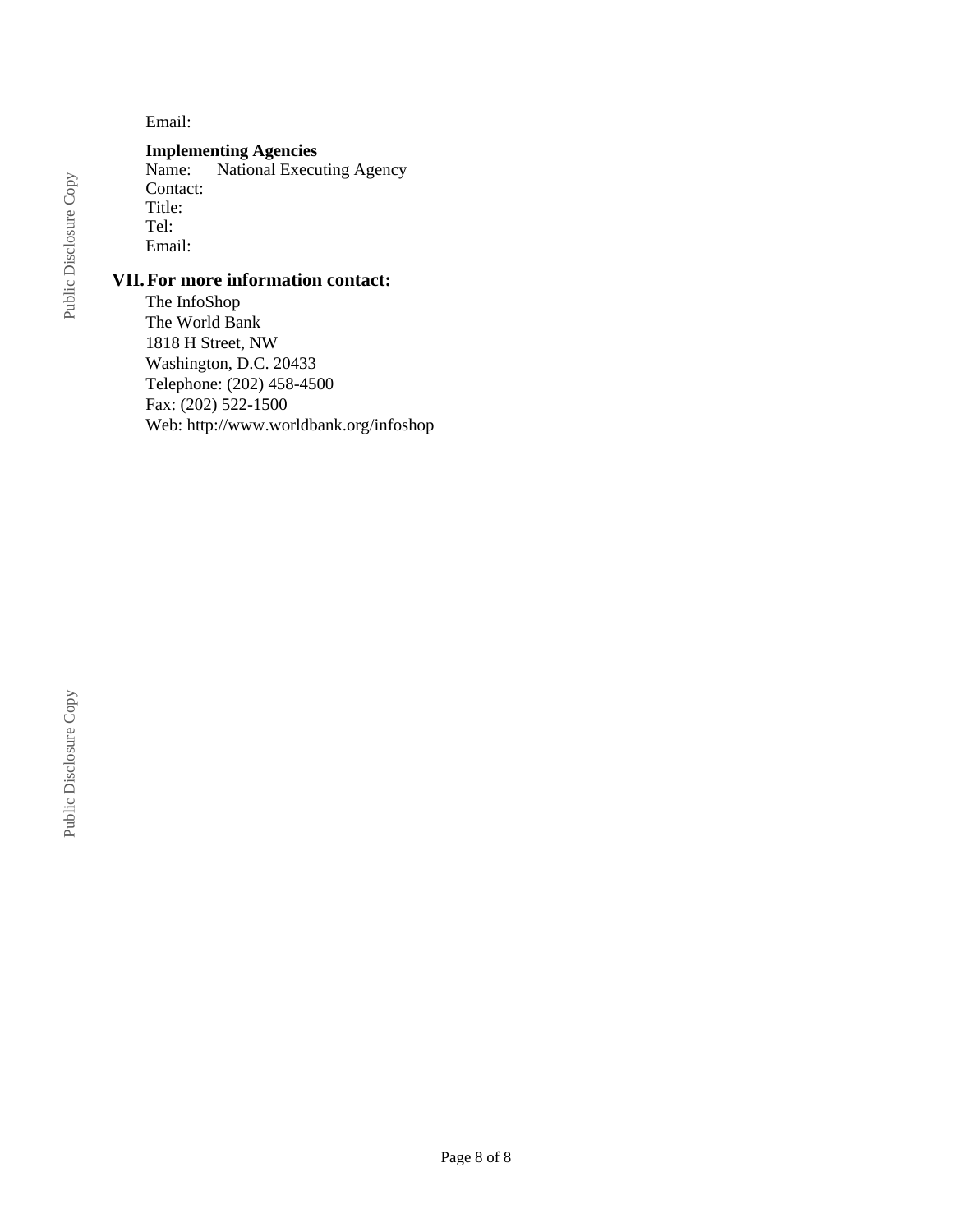Email:

**Implementing Agencies**

Name: National Executing Agency
Contact:
Title:
Tel:
Email:

## VII. For more information contact:

The InfoShop
The World Bank
1818 H Street, NW
Washington, D.C. 20433
Telephone: (202) 458-4500
Fax: (202) 522-1500
Web: http://www.worldbank.org/infoshop